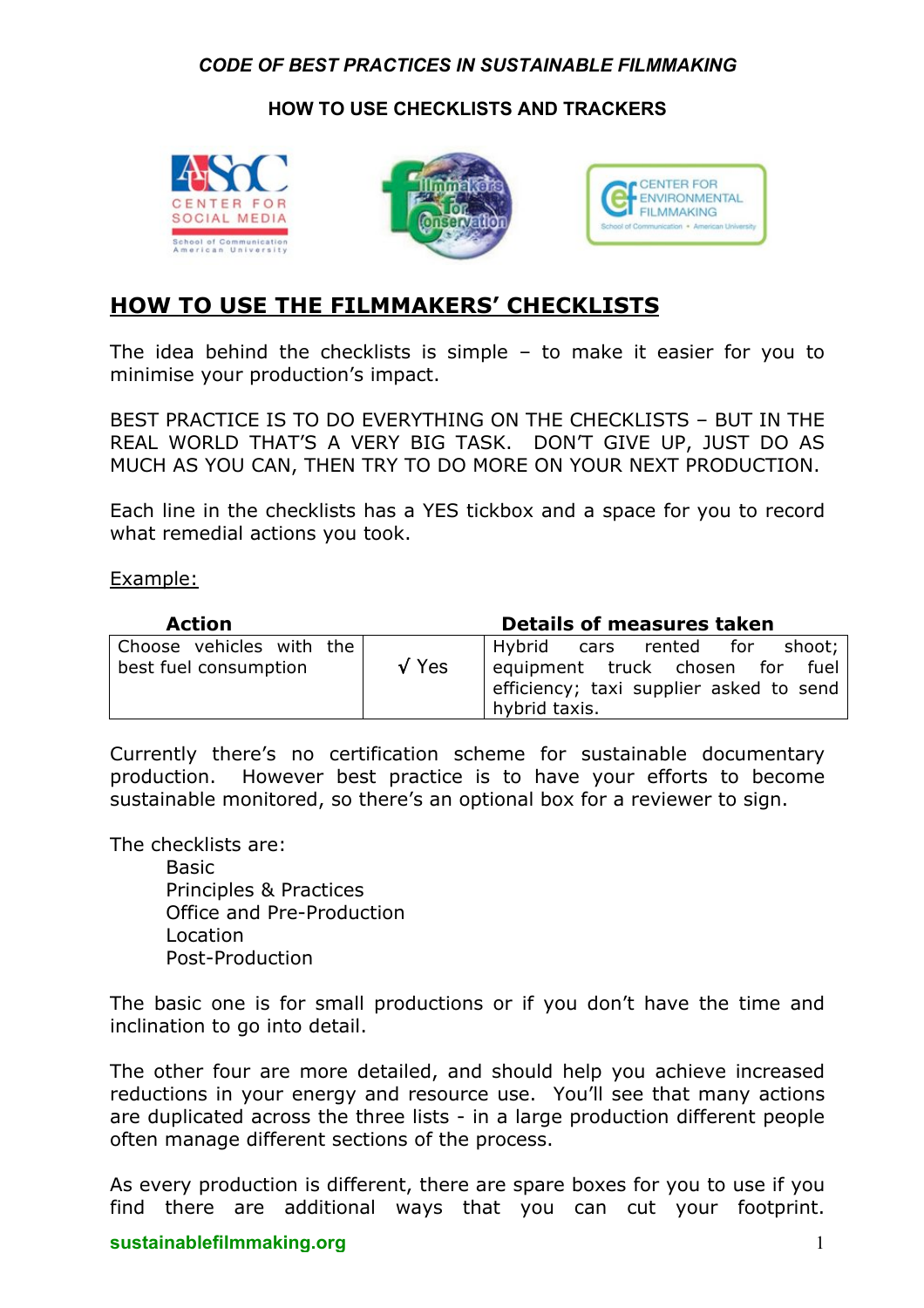*CODE OF BEST PRACTICES IN SUSTAINABLE FILMMAKING*

**HOW TO USE CHECKLISTS AND TRACKERS**

## HOW TO USE THE FILMMAKERS' CHECKLISTS

The idea behind the checklists is simple – to make it easier for you to minimise your production's impact.

BEST PRACTICE IS TO DO EVERYTHING ON THE CHECKLISTS – BUT IN THE REAL WORLD THAT'S A VERY BIG TASK. DON'T GIVE UP, JUST DO AS MUCH AS YOU CAN, THEN TRY TO DO MORE ON YOUR NEXT PRODUCTION.

Each line in the checklists has a YES tickbox and a space for you to record what remedial actions you took.

Example:

| Action | | Details of measures taken |
|---|---|---|
| Choose vehicles with the best fuel consumption | √ Yes | Hybrid cars rented for shoot; equipment truck chosen for fuel efficiency; taxi supplier asked to send hybrid taxis. |

Currently there's no certification scheme for sustainable documentary production. However best practice is to have your efforts to become sustainable monitored, so there's an optional box for a reviewer to sign.

The checklists are:

- Basic
- Principles & Practices
- Office and Pre-Production
- Location
- Post-Production

The basic one is for small productions or if you don't have the time and inclination to go into detail.

The other four are more detailed, and should help you achieve increased reductions in your energy and resource use. You'll see that many actions are duplicated across the three lists - in a large production different people often manage different sections of the process.

As every production is different, there are spare boxes for you to use if you find there are additional ways that you can cut your footprint.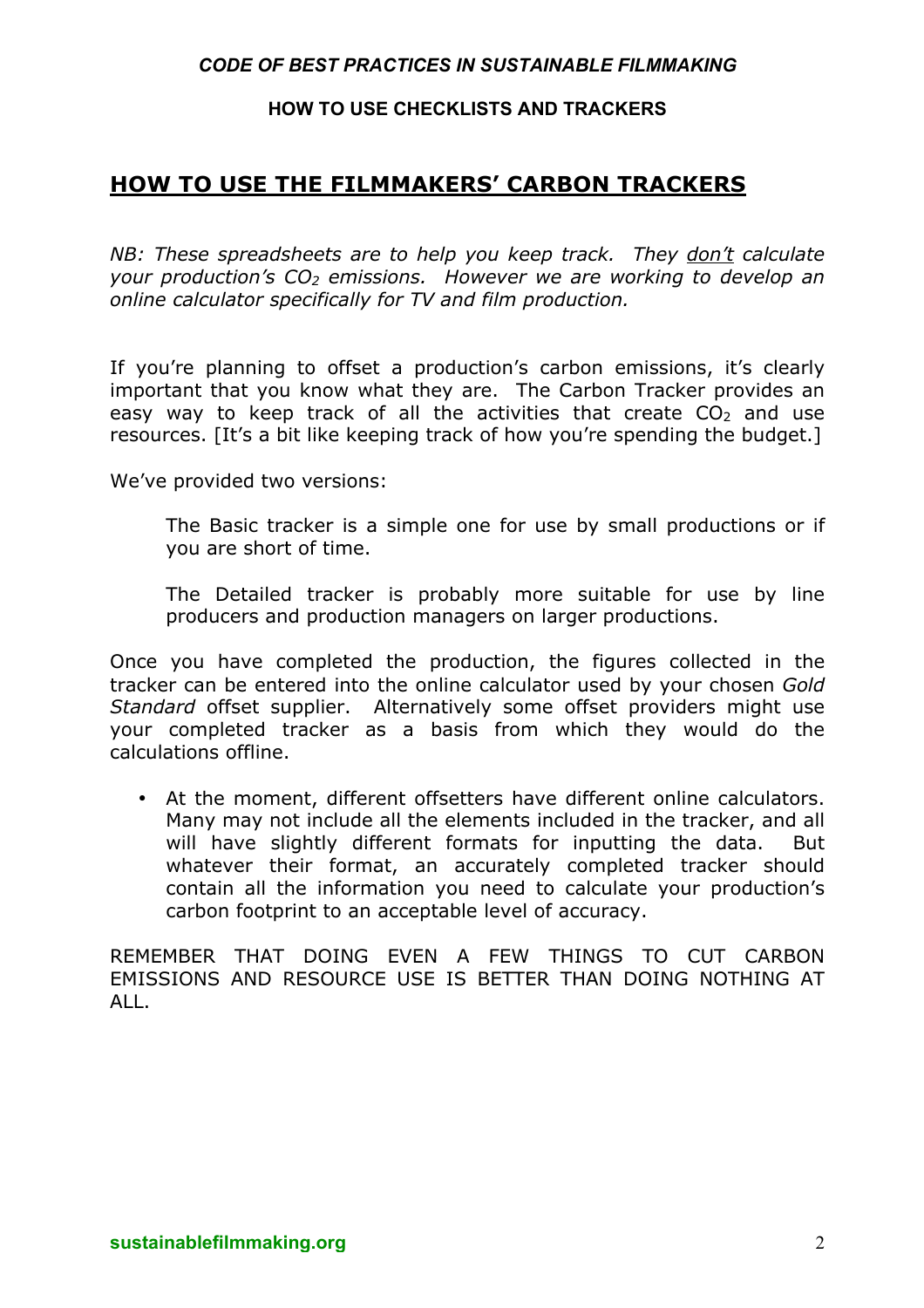# HOW TO USE THE FILMMAKERS' CARBON TRACKERS

*NB: These spreadsheets are to help you keep track. They don't calculate your production's $CO_2$ emissions. However we are working to develop an online calculator specifically for TV and film production.*

If you're planning to offset a production's carbon emissions, it's clearly important that you know what they are. The Carbon Tracker provides an easy way to keep track of all the activities that create $CO_2$ and use resources. [It's a bit like keeping track of how you're spending the budget.]

We've provided two versions:

> The Basic tracker is a simple one for use by small productions or if you are short of time.
>
> The Detailed tracker is probably more suitable for use by line producers and production managers on larger productions.

Once you have completed the production, the figures collected in the tracker can be entered into the online calculator used by your chosen *Gold Standard* offset supplier. Alternatively some offset providers might use your completed tracker as a basis from which they would do the calculations offline.

- At the moment, different offsetters have different online calculators. Many may not include all the elements included in the tracker, and all will have slightly different formats for inputting the data. But whatever their format, an accurately completed tracker should contain all the information you need to calculate your production's carbon footprint to an acceptable level of accuracy.

REMEMBER THAT DOING EVEN A FEW THINGS TO CUT CARBON EMISSIONS AND RESOURCE USE IS BETTER THAN DOING NOTHING AT ALL.